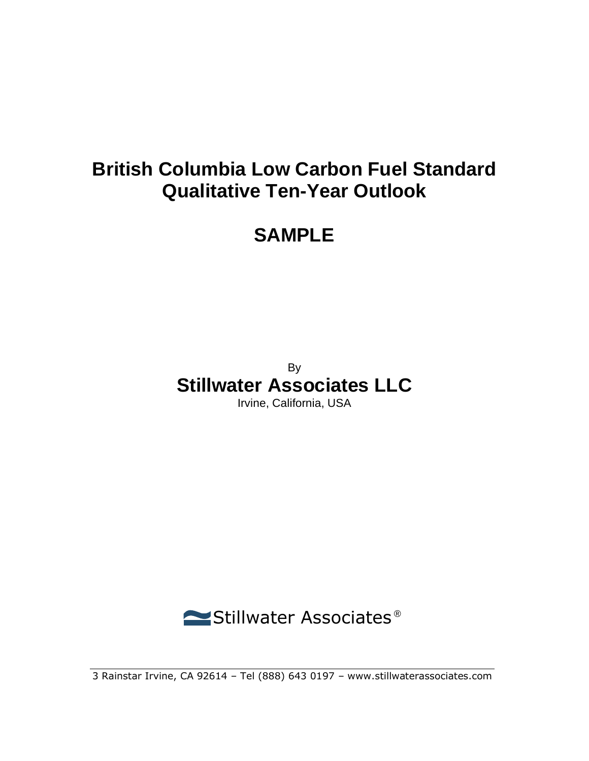# British Columbia Low Carbon Fuel Standard Qualitative Ten-Year Outlook

# SAMPLE

By

**Stillwater Associates LLC**

Irvine, California, USA

Stillwater Associates®

3 Rainstar Irvine, CA 92614 – Tel (888) 643 0197 – www.stillwaterassociates.com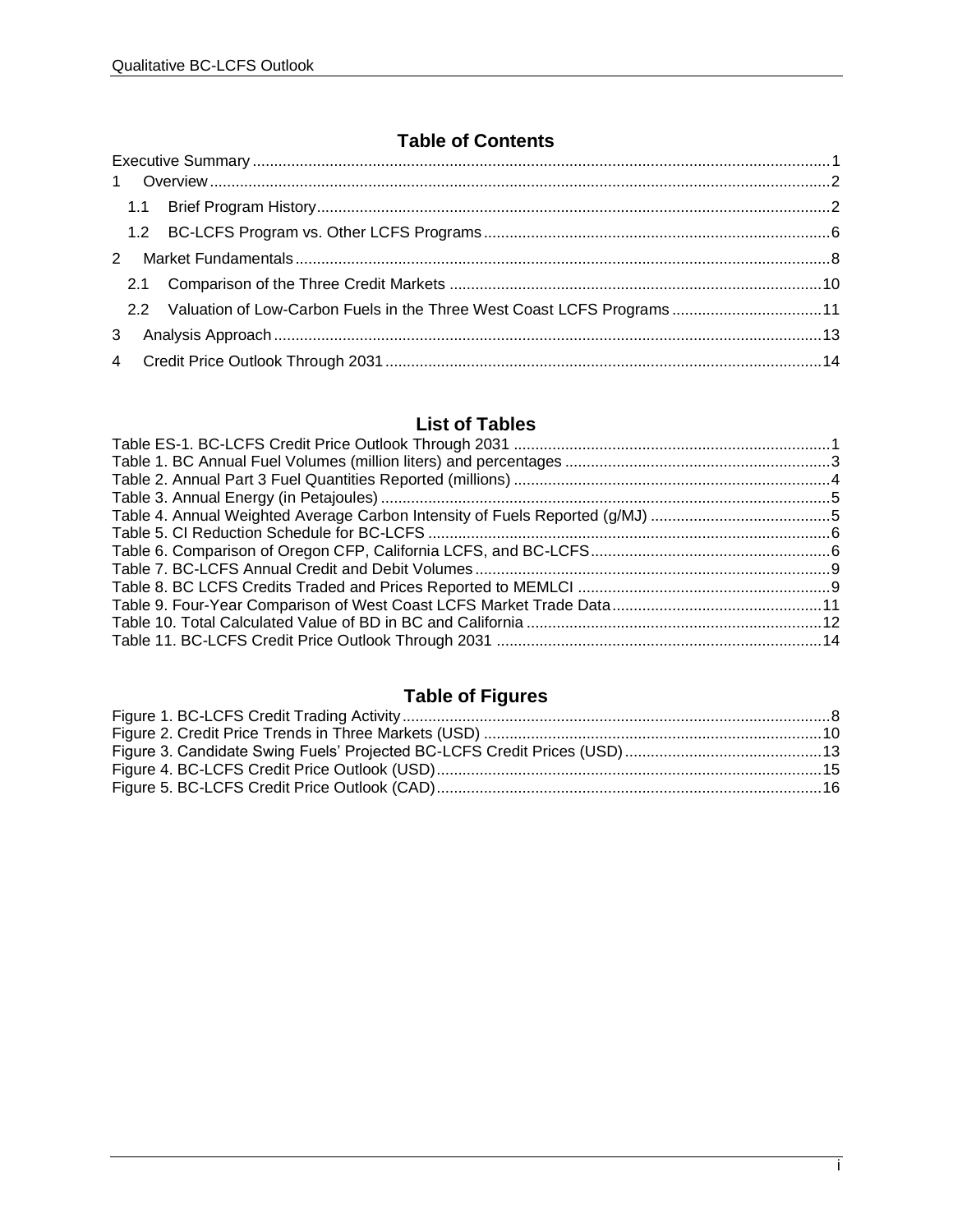# Table of Contents

Executive Summary ..... 1

1 Overview ..... 2

- 1.1 Brief Program History ..... 2
- 1.2 BC-LCFS Program vs. Other LCFS Programs ..... 6

2 Market Fundamentals ..... 8

- 2.1 Comparison of the Three Credit Markets ..... 10
- 2.2 Valuation of Low-Carbon Fuels in the Three West Coast LCFS Programs ..... 11

3 Analysis Approach ..... 13

4 Credit Price Outlook Through 2031 ..... 14

# List of Tables

Table ES-1. BC-LCFS Credit Price Outlook Through 2031 ..... 1
Table 1. BC Annual Fuel Volumes (million liters) and percentages ..... 3
Table 2. Annual Part 3 Fuel Quantities Reported (millions) ..... 4
Table 3. Annual Energy (in Petajoules) ..... 5
Table 4. Annual Weighted Average Carbon Intensity of Fuels Reported (g/MJ) ..... 5
Table 5. CI Reduction Schedule for BC-LCFS ..... 6
Table 6. Comparison of Oregon CFP, California LCFS, and BC-LCFS ..... 6
Table 7. BC-LCFS Annual Credit and Debit Volumes ..... 9
Table 8. BC LCFS Credits Traded and Prices Reported to MEMLCI ..... 9
Table 9. Four-Year Comparison of West Coast LCFS Market Trade Data ..... 11
Table 10. Total Calculated Value of BD in BC and California ..... 12
Table 11. BC-LCFS Credit Price Outlook Through 2031 ..... 14

# Table of Figures

Figure 1. BC-LCFS Credit Trading Activity ..... 8
Figure 2. Credit Price Trends in Three Markets (USD) ..... 10
Figure 3. Candidate Swing Fuels' Projected BC-LCFS Credit Prices (USD) ..... 13
Figure 4. BC-LCFS Credit Price Outlook (USD) ..... 15
Figure 5. BC-LCFS Credit Price Outlook (CAD) ..... 16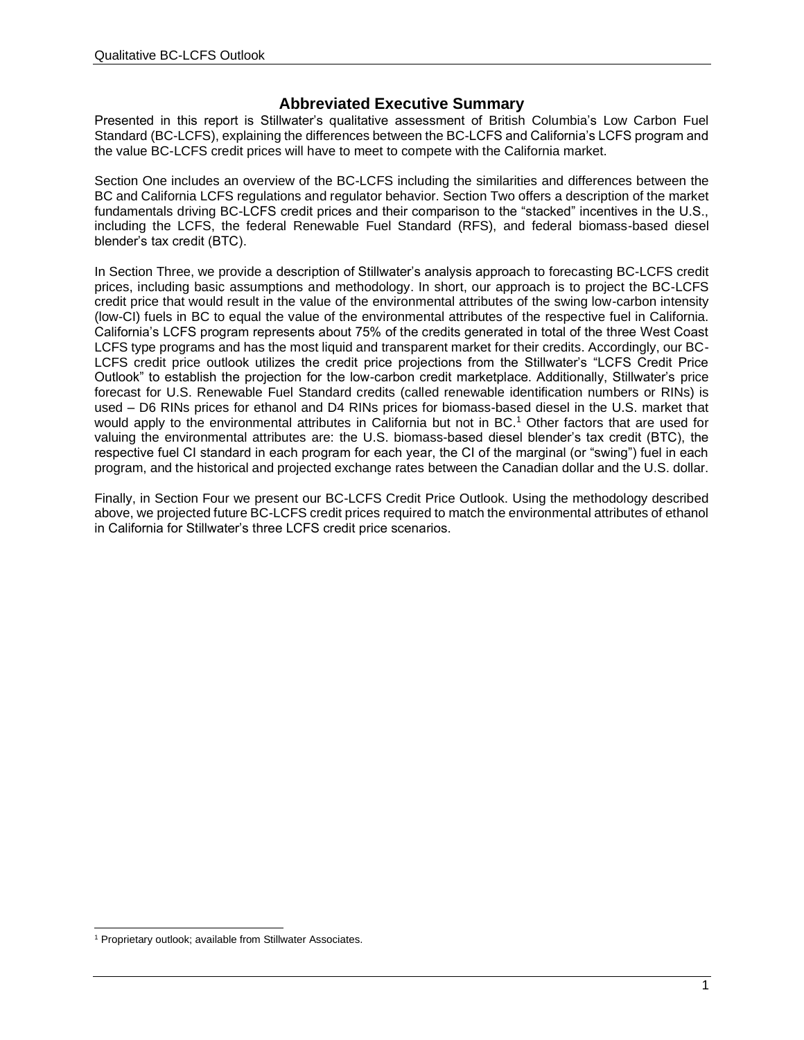## Abbreviated Executive Summary

Presented in this report is Stillwater's qualitative assessment of British Columbia's Low Carbon Fuel Standard (BC-LCFS), explaining the differences between the BC-LCFS and California's LCFS program and the value BC-LCFS credit prices will have to meet to compete with the California market.

Section One includes an overview of the BC-LCFS including the similarities and differences between the BC and California LCFS regulations and regulator behavior. Section Two offers a description of the market fundamentals driving BC-LCFS credit prices and their comparison to the "stacked" incentives in the U.S., including the LCFS, the federal Renewable Fuel Standard (RFS), and federal biomass-based diesel blender's tax credit (BTC).

In Section Three, we provide a description of Stillwater's analysis approach to forecasting BC-LCFS credit prices, including basic assumptions and methodology. In short, our approach is to project the BC-LCFS credit price that would result in the value of the environmental attributes of the swing low-carbon intensity (low-CI) fuels in BC to equal the value of the environmental attributes of the respective fuel in California. California's LCFS program represents about 75% of the credits generated in total of the three West Coast LCFS type programs and has the most liquid and transparent market for their credits. Accordingly, our BC-LCFS credit price outlook utilizes the credit price projections from the Stillwater's "LCFS Credit Price Outlook" to establish the projection for the low-carbon credit marketplace. Additionally, Stillwater's price forecast for U.S. Renewable Fuel Standard credits (called renewable identification numbers or RINs) is used – D6 RINs prices for ethanol and D4 RINs prices for biomass-based diesel in the U.S. market that would apply to the environmental attributes in California but not in BC.[1] Other factors that are used for valuing the environmental attributes are: the U.S. biomass-based diesel blender's tax credit (BTC), the respective fuel CI standard in each program for each year, the CI of the marginal (or "swing") fuel in each program, and the historical and projected exchange rates between the Canadian dollar and the U.S. dollar.

Finally, in Section Four we present our BC-LCFS Credit Price Outlook. Using the methodology described above, we projected future BC-LCFS credit prices required to match the environmental attributes of ethanol in California for Stillwater's three LCFS credit price scenarios.

[1] Proprietary outlook; available from Stillwater Associates.